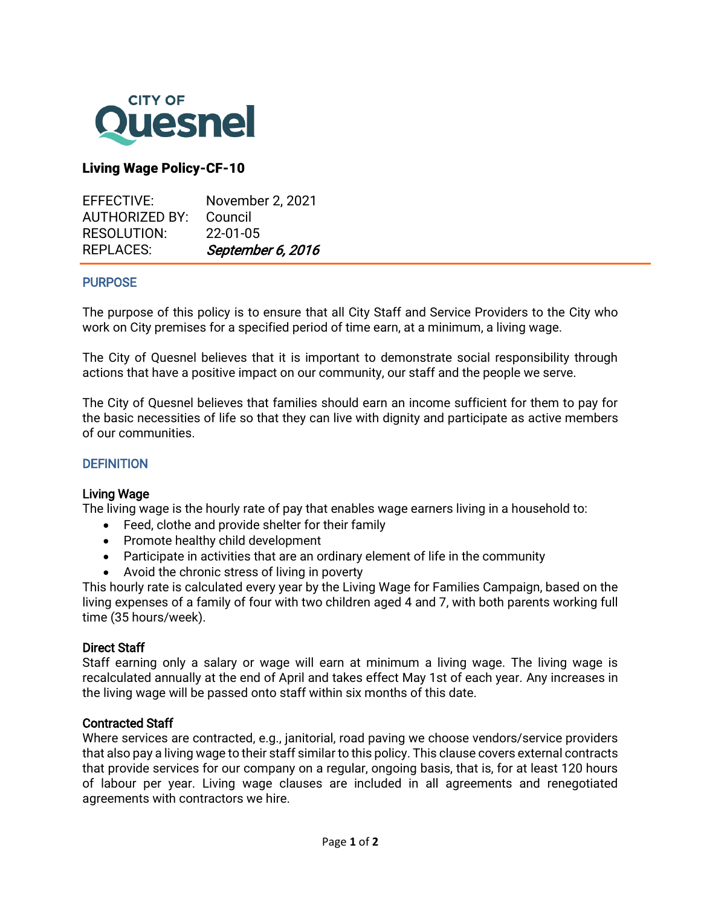CITY OF Quesnel

# Living Wage Policy-CF-10

EFFECTIVE: November 2, 2021
AUTHORIZED BY: Council
RESOLUTION: 22-01-05
REPLACES: *September 6, 2016*

## PURPOSE

The purpose of this policy is to ensure that all City Staff and Service Providers to the City who work on City premises for a specified period of time earn, at a minimum, a living wage.

The City of Quesnel believes that it is important to demonstrate social responsibility through actions that have a positive impact on our community, our staff and the people we serve.

The City of Quesnel believes that families should earn an income sufficient for them to pay for the basic necessities of life so that they can live with dignity and participate as active members of our communities.

## DEFINITION

### Living Wage

The living wage is the hourly rate of pay that enables wage earners living in a household to:

- Feed, clothe and provide shelter for their family
- Promote healthy child development
- Participate in activities that are an ordinary element of life in the community
- Avoid the chronic stress of living in poverty

This hourly rate is calculated every year by the Living Wage for Families Campaign, based on the living expenses of a family of four with two children aged 4 and 7, with both parents working full time (35 hours/week).

### Direct Staff

Staff earning only a salary or wage will earn at minimum a living wage. The living wage is recalculated annually at the end of April and takes effect May 1st of each year. Any increases in the living wage will be passed onto staff within six months of this date.

### Contracted Staff

Where services are contracted, e.g., janitorial, road paving we choose vendors/service providers that also pay a living wage to their staff similar to this policy. This clause covers external contracts that provide services for our company on a regular, ongoing basis, that is, for at least 120 hours of labour per year. Living wage clauses are included in all agreements and renegotiated agreements with contractors we hire.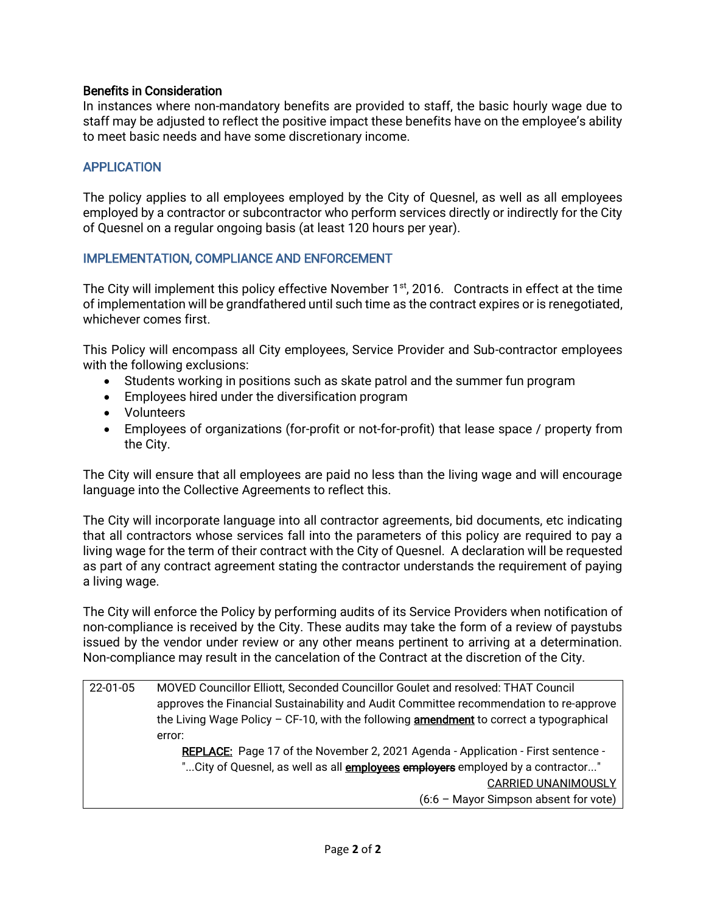**Benefits in Consideration**

In instances where non-mandatory benefits are provided to staff, the basic hourly wage due to staff may be adjusted to reflect the positive impact these benefits have on the employee's ability to meet basic needs and have some discretionary income.

## APPLICATION

The policy applies to all employees employed by the City of Quesnel, as well as all employees employed by a contractor or subcontractor who perform services directly or indirectly for the City of Quesnel on a regular ongoing basis (at least 120 hours per year).

## IMPLEMENTATION, COMPLIANCE AND ENFORCEMENT

The City will implement this policy effective November 1st, 2016. Contracts in effect at the time of implementation will be grandfathered until such time as the contract expires or is renegotiated, whichever comes first.

This Policy will encompass all City employees, Service Provider and Sub-contractor employees with the following exclusions:

- Students working in positions such as skate patrol and the summer fun program
- Employees hired under the diversification program
- Volunteers
- Employees of organizations (for-profit or not-for-profit) that lease space / property from the City.

The City will ensure that all employees are paid no less than the living wage and will encourage language into the Collective Agreements to reflect this.

The City will incorporate language into all contractor agreements, bid documents, etc indicating that all contractors whose services fall into the parameters of this policy are required to pay a living wage for the term of their contract with the City of Quesnel. A declaration will be requested as part of any contract agreement stating the contractor understands the requirement of paying a living wage.

The City will enforce the Policy by performing audits of its Service Providers when notification of non-compliance is received by the City. These audits may take the form of a review of paystubs issued by the vendor under review or any other means pertinent to arriving at a determination. Non-compliance may result in the cancelation of the Contract at the discretion of the City.

| | |
|---|---|
| 22-01-05 | MOVED Councillor Elliott, Seconded Councillor Goulet and resolved: THAT Council approves the Financial Sustainability and Audit Committee recommendation to re-approve the Living Wage Policy – CF-10, with the following **amendment** to correct a typographical error:<br>REPLACE: Page 17 of the November 2, 2021 Agenda - Application - First sentence - "...City of Quesnel, as well as all **employees** ~~employers~~ employed by a contractor..."<br>CARRIED UNANIMOUSLY<br>(6:6 – Mayor Simpson absent for vote) |